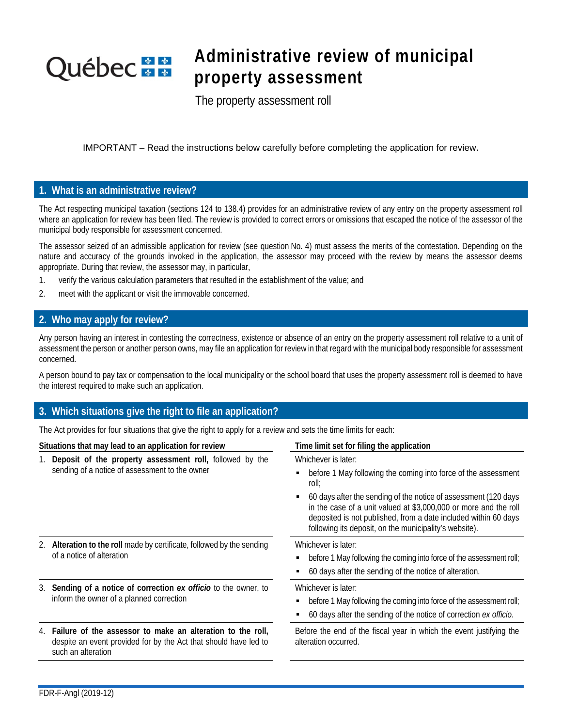# Administrative review of municipal property assessment

The property assessment roll

IMPORTANT – Read the instructions below carefully before completing the application for review.

## 1. What is an administrative review?

The Act respecting municipal taxation (sections 124 to 138.4) provides for an administrative review of any entry on the property assessment roll where an application for review has been filed. The review is provided to correct errors or omissions that escaped the notice of the assessor of the municipal body responsible for assessment concerned.

The assessor seized of an admissible application for review (see question No. 4) must assess the merits of the contestation. Depending on the nature and accuracy of the grounds invoked in the application, the assessor may proceed with the review by means the assessor deems appropriate. During that review, the assessor may, in particular,

1. verify the various calculation parameters that resulted in the establishment of the value; and
2. meet with the applicant or visit the immovable concerned.

## 2. Who may apply for review?

Any person having an interest in contesting the correctness, existence or absence of an entry on the property assessment roll relative to a unit of assessment the person or another person owns, may file an application for review in that regard with the municipal body responsible for assessment concerned.

A person bound to pay tax or compensation to the local municipality or the school board that uses the property assessment roll is deemed to have the interest required to make such an application.

## 3. Which situations give the right to file an application?

The Act provides for four situations that give the right to apply for a review and sets the time limits for each:

| Situations that may lead to an application for review | Time limit set for filing the application |
|---|---|
| 1. **Deposit of the property assessment roll,** followed by the sending of a notice of assessment to the owner | Whichever is later:<br>▪ before 1 May following the coming into force of the assessment roll;<br>▪ 60 days after the sending of the notice of assessment (120 days in the case of a unit valued at $3,000,000 or more and the roll deposited is not published, from a date included within 60 days following its deposit, on the municipality's website). |
| 2. **Alteration to the roll** made by certificate, followed by the sending of a notice of alteration | Whichever is later:<br>▪ before 1 May following the coming into force of the assessment roll;<br>▪ 60 days after the sending of the notice of alteration. |
| 3. **Sending of a notice of correction *ex officio*** to the owner, to inform the owner of a planned correction | Whichever is later:<br>▪ before 1 May following the coming into force of the assessment roll;<br>▪ 60 days after the sending of the notice of correction *ex officio*. |
| 4. **Failure of the assessor to make an alteration to the roll,** despite an event provided for by the Act that should have led to such an alteration | Before the end of the fiscal year in which the event justifying the alteration occurred. |

FDR-F-Angl (2019-12)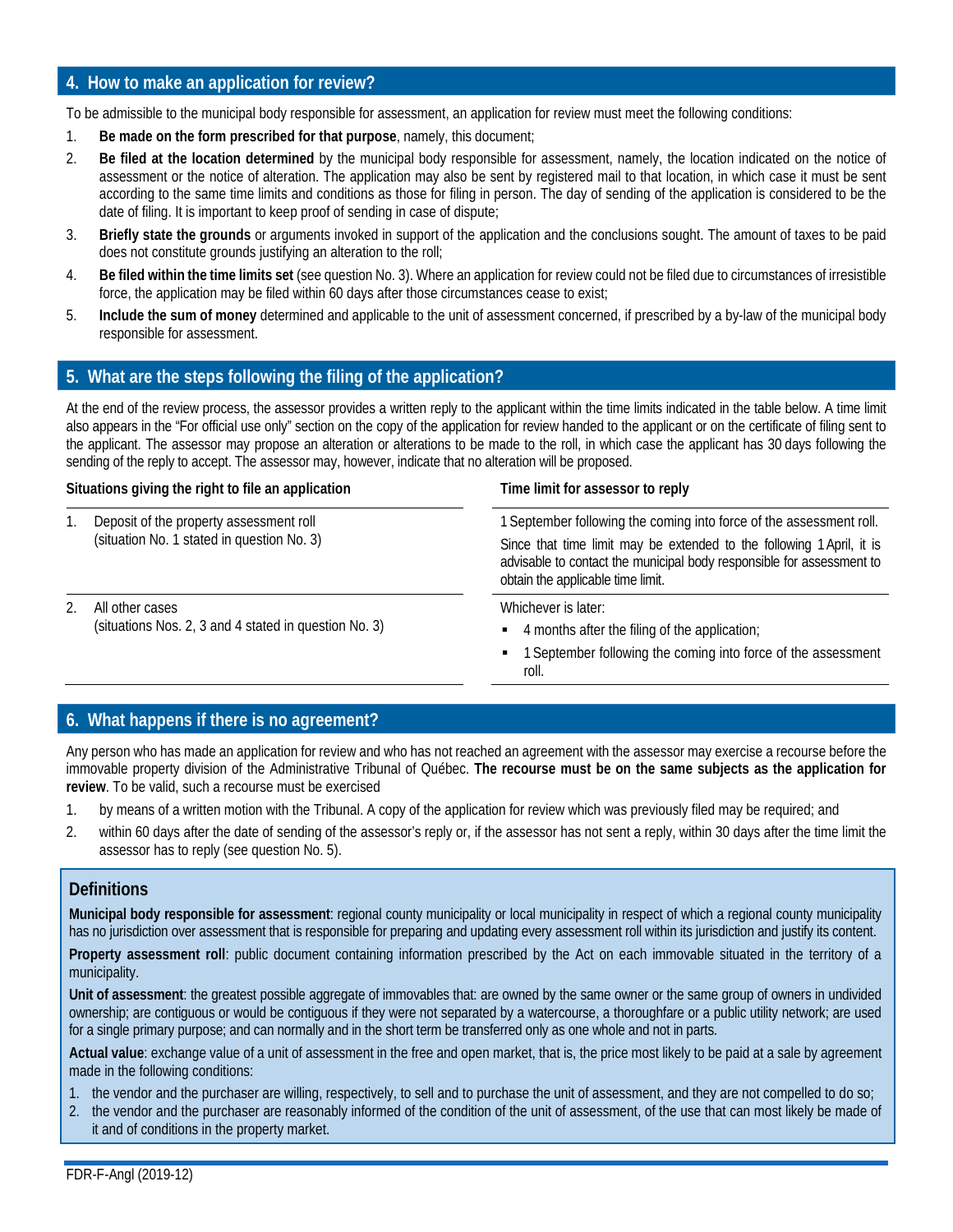## 4. How to make an application for review?

To be admissible to the municipal body responsible for assessment, an application for review must meet the following conditions:

1. **Be made on the form prescribed for that purpose**, namely, this document;
2. **Be filed at the location determined** by the municipal body responsible for assessment, namely, the location indicated on the notice of assessment or the notice of alteration. The application may also be sent by registered mail to that location, in which case it must be sent according to the same time limits and conditions as those for filing in person. The day of sending of the application is considered to be the date of filing. It is important to keep proof of sending in case of dispute;
3. **Briefly state the grounds** or arguments invoked in support of the application and the conclusions sought. The amount of taxes to be paid does not constitute grounds justifying an alteration to the roll;
4. **Be filed within the time limits set** (see question No. 3). Where an application for review could not be filed due to circumstances of irresistible force, the application may be filed within 60 days after those circumstances cease to exist;
5. **Include the sum of money** determined and applicable to the unit of assessment concerned, if prescribed by a by-law of the municipal body responsible for assessment.

## 5. What are the steps following the filing of the application?

At the end of the review process, the assessor provides a written reply to the applicant within the time limits indicated in the table below. A time limit also appears in the "For official use only" section on the copy of the application for review handed to the applicant or on the certificate of filing sent to the applicant. The assessor may propose an alteration or alterations to be made to the roll, in which case the applicant has 30 days following the sending of the reply to accept. The assessor may, however, indicate that no alteration will be proposed.

| Situations giving the right to file an application | Time limit for assessor to reply |
|---|---|
| 1. Deposit of the property assessment roll (situation No. 1 stated in question No. 3) | 1 September following the coming into force of the assessment roll.<br>Since that time limit may be extended to the following 1 April, it is advisable to contact the municipal body responsible for assessment to obtain the applicable time limit. |
| 2. All other cases (situations Nos. 2, 3 and 4 stated in question No. 3) | Whichever is later:<br>▪ 4 months after the filing of the application;<br>▪ 1 September following the coming into force of the assessment roll. |

## 6. What happens if there is no agreement?

Any person who has made an application for review and who has not reached an agreement with the assessor may exercise a recourse before the immovable property division of the Administrative Tribunal of Québec. **The recourse must be on the same subjects as the application for review**. To be valid, such a recourse must be exercised

1. by means of a written motion with the Tribunal. A copy of the application for review which was previously filed may be required; and
2. within 60 days after the date of sending of the assessor's reply or, if the assessor has not sent a reply, within 30 days after the time limit the assessor has to reply (see question No. 5).

### Definitions

**Municipal body responsible for assessment**: regional county municipality or local municipality in respect of which a regional county municipality has no jurisdiction over assessment that is responsible for preparing and updating every assessment roll within its jurisdiction and justify its content.

**Property assessment roll**: public document containing information prescribed by the Act on each immovable situated in the territory of a municipality.

**Unit of assessment**: the greatest possible aggregate of immovables that: are owned by the same owner or the same group of owners in undivided ownership; are contiguous or would be contiguous if they were not separated by a watercourse, a thoroughfare or a public utility network; are used for a single primary purpose; and can normally and in the short term be transferred only as one whole and not in parts.

**Actual value**: exchange value of a unit of assessment in the free and open market, that is, the price most likely to be paid at a sale by agreement made in the following conditions:

1. the vendor and the purchaser are willing, respectively, to sell and to purchase the unit of assessment, and they are not compelled to do so;
2. the vendor and the purchaser are reasonably informed of the condition of the unit of assessment, of the use that can most likely be made of it and of conditions in the property market.

FDR-F-Angl (2019-12)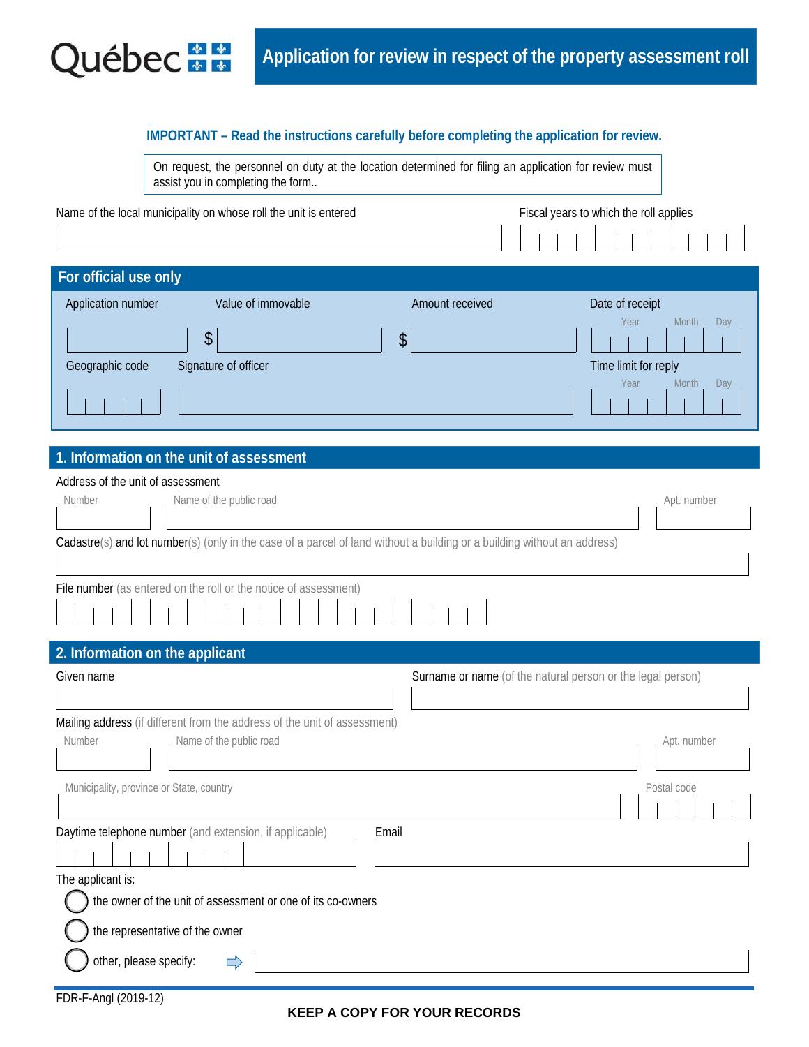# Application for review in respect of the property assessment roll

**IMPORTANT – Read the instructions carefully before completing the application for review.**

On request, the personnel on duty at the location determined for filing an application for review must assist you in completing the form..

Name of the local municipality on whose roll the unit is entered

Fiscal years to which the roll applies

## For official use only

| Application number | Value of immovable | Amount received | Date of receipt (Year / Month / Day) |
|---|---|---|---|
| | $ | $ | |

| Geographic code | Signature of officer | Time limit for reply (Year / Month / Day) |
|---|---|---|
| | | |

## 1. Information on the unit of assessment

Address of the unit of assessment

| Number | Name of the public road | Apt. number |
|---|---|---|
| | | |

**Cadastre**(s) **and lot number**(s) (only in the case of a parcel of land without a building or a building without an address)

**File number** (as entered on the roll or the notice of assessment)

## 2. Information on the applicant

| Given name | Surname or name (of the natural person or the legal person) |
|---|---|
| | |

**Mailing address** (if different from the address of the unit of assessment)

| Number | Name of the public road | Apt. number |
|---|---|---|
| | | |

| Municipality, province or State, country | Postal code |
|---|---|
| | |

| Daytime telephone number (and extension, if applicable) | Email |
|---|---|
| | |

The applicant is:

- ◯ the owner of the unit of assessment or one of its co-owners
- ◯ the representative of the owner
- ◯ other, please specify:

FDR-F-Angl (2019-12)

**KEEP A COPY FOR YOUR RECORDS**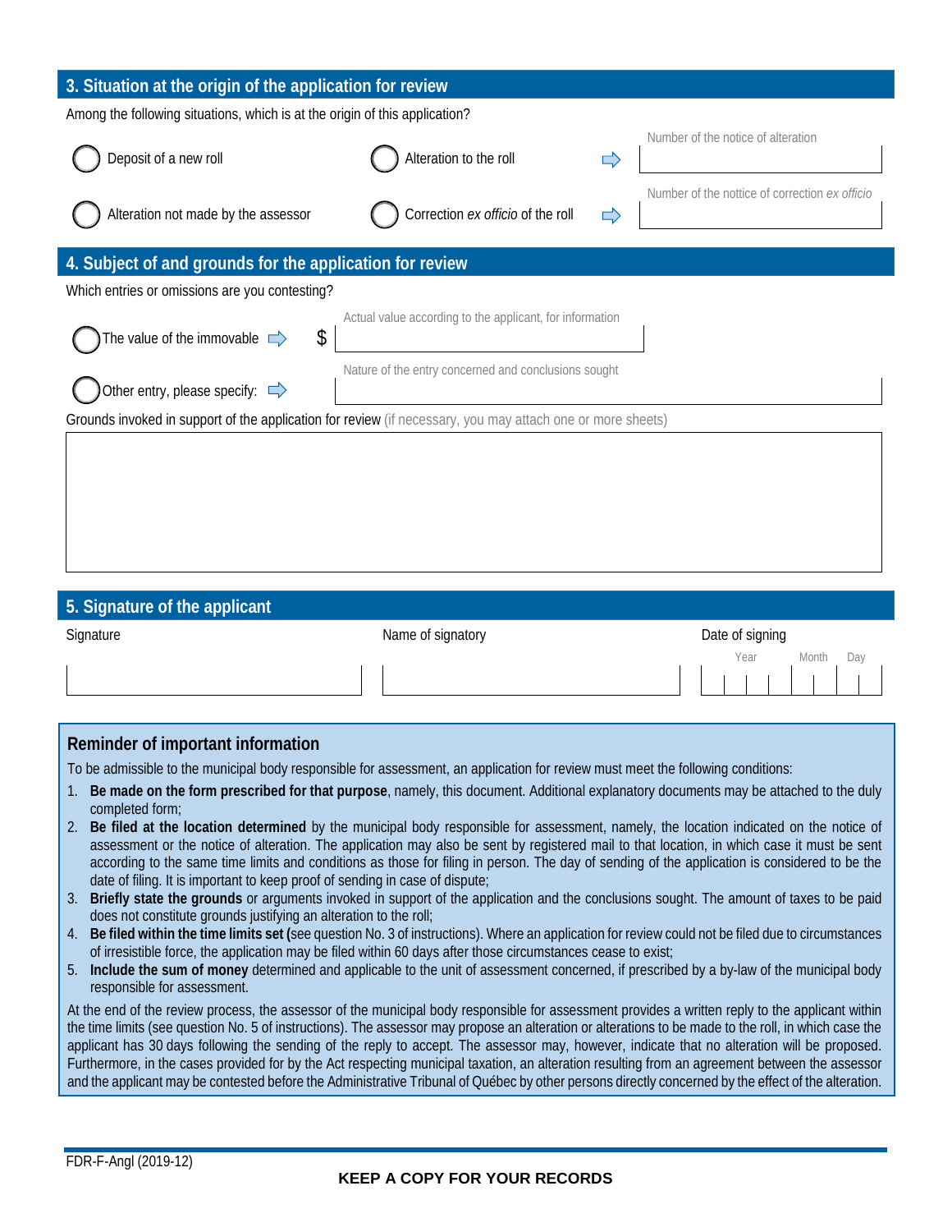## 3. Situation at the origin of the application for review

Among the following situations, which is at the origin of this application?

- ◯ Deposit of a new roll
- ◯ Alteration to the roll ⇨ Number of the notice of alteration
- ◯ Alteration not made by the assessor
- ◯ Correction *ex officio* of the roll ⇨ Number of the nottice of correction *ex officio*

## 4. Subject of and grounds for the application for review

Which entries or omissions are you contesting?

- ◯ The value of the immovable ⇨ $ Actual value according to the applicant, for information
- ◯ Other entry, please specify: ⇨ Nature of the entry concerned and conclusions sought

Grounds invoked in support of the application for review (if necessary, you may attach one or more sheets)

## 5. Signature of the applicant

| Signature | Name of signatory | Date of signing (Year / Month / Day) |
|---|---|---|
| | | |

### Reminder of important information

To be admissible to the municipal body responsible for assessment, an application for review must meet the following conditions:

1. **Be made on the form prescribed for that purpose**, namely, this document. Additional explanatory documents may be attached to the duly completed form;
2. **Be filed at the location determined** by the municipal body responsible for assessment, namely, the location indicated on the notice of assessment or the notice of alteration. The application may also be sent by registered mail to that location, in which case it must be sent according to the same time limits and conditions as those for filing in person. The day of sending of the application is considered to be the date of filing. It is important to keep proof of sending in case of dispute;
3. **Briefly state the grounds** or arguments invoked in support of the application and the conclusions sought. The amount of taxes to be paid does not constitute grounds justifying an alteration to the roll;
4. **Be filed within the time limits set (**see question No. 3 of instructions). Where an application for review could not be filed due to circumstances of irresistible force, the application may be filed within 60 days after those circumstances cease to exist;
5. **Include the sum of money** determined and applicable to the unit of assessment concerned, if prescribed by a by-law of the municipal body responsible for assessment.

At the end of the review process, the assessor of the municipal body responsible for assessment provides a written reply to the applicant within the time limits (see question No. 5 of instructions). The assessor may propose an alteration or alterations to be made to the roll, in which case the applicant has 30 days following the sending of the reply to accept. The assessor may, however, indicate that no alteration will be proposed. Furthermore, in the cases provided for by the Act respecting municipal taxation, an alteration resulting from an agreement between the assessor and the applicant may be contested before the Administrative Tribunal of Québec by other persons directly concerned by the effect of the alteration.

FDR-F-Angl (2019-12)

**KEEP A COPY FOR YOUR RECORDS**